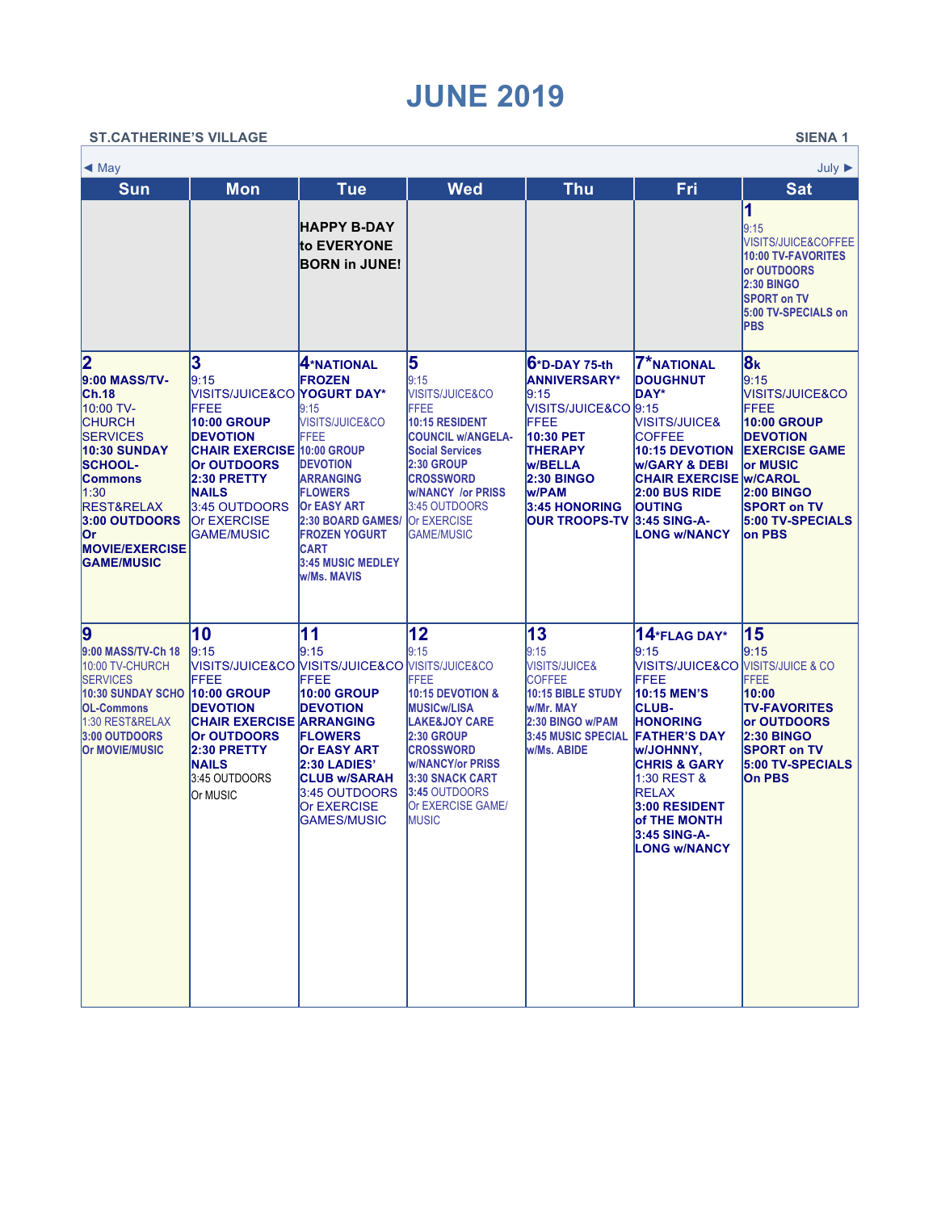# JUNE 2019

**ST.CATHERINE'S VILLAGE** — **SIENA 1**

◀ May — July ▶

| Sun | Mon | Tue | Wed | Thu | Fri | Sat |
|---|---|---|---|---|---|---|
| | | **HAPPY B-DAY to EVERYONE BORN in JUNE!** | | | | **1** 9:15 VISITS/JUICE&COFFEE **10:00 TV-FAVORITES or OUTDOORS** **2:30 BINGO** **SPORT on TV** **5:00 TV-SPECIALS on PBS** |
| **2** **9:00 MASS/TV-Ch.18** 10:00 TV-CHURCH SERVICES **10:30 SUNDAY SCHOOL-Commons** 1:30 REST&RELAX **3:00 OUTDOORS Or MOVIE/EXERCISE GAME/MUSIC** | **3** 9:15 VISITS/JUICE&COFFEE **10:00 GROUP DEVOTION** **CHAIR EXERCISE Or OUTDOORS** **2:30 PRETTY NAILS** 3:45 OUTDOORS Or EXERCISE GAME/MUSIC | **4*NATIONAL FROZEN YOGURT DAY*** 9:15 VISITS/JUICE&COFFEE **10:00 GROUP DEVOTION** **ARRANGING FLOWERS** **Or EASY ART** **2:30 BOARD GAMES/ FROZEN YOGURT CART** **3:45 MUSIC MEDLEY w/Ms. MAVIS** | **5** 9:15 VISITS/JUICE&COFFEE **10:15 RESIDENT COUNCIL w/ANGELA-Social Services** **2:30 GROUP CROSSWORD w/NANCY /or PRISS** 3:45 OUTDOORS Or EXERCISE GAME/MUSIC | **6*D-DAY 75-th ANNIVERSARY*** 9:15 VISITS/JUICE&COFFEE **10:30 PET THERAPY w/BELLA** **2:30 BINGO w/PAM** **3:45 HONORING OUR TROOPS-TV** | **7*NATIONAL DOUGHNUT DAY*** 9:15 VISITS/JUICE& COFFEE **10:15 DEVOTION w/GARY & DEBI** **CHAIR EXERCISE** **2:00 BUS RIDE OUTING** **3:45 SING-A-LONG w/NANCY** | **8k** 9:15 VISITS/JUICE&COFFEE **10:00 GROUP DEVOTION** **EXERCISE GAME or MUSIC w/CAROL** **2:00 BINGO** **SPORT on TV** **5:00 TV-SPECIALS on PBS** |
| **9** **9:00 MASS/TV-Ch 18** 10:00 TV-CHURCH SERVICES **10:30 SUNDAY SCHOOL-Commons** 1:30 REST&RELAX **3:00 OUTDOORS Or MOVIE/MUSIC** | **10** 9:15 VISITS/JUICE&COFFEE **10:00 GROUP DEVOTION** **CHAIR EXERCISE Or OUTDOORS** **2:30 PRETTY NAILS** 3:45 OUTDOORS Or MUSIC | **11** 9:15 VISITS/JUICE&COFFEE **10:00 GROUP DEVOTION** **ARRANGING FLOWERS** **Or EASY ART** **2:30 LADIES' CLUB w/SARAH** 3:45 OUTDOORS Or EXERCISE GAMES/MUSIC | **12** 9:15 VISITS/JUICE&COFFEE **10:15 DEVOTION & MUSICw/LISA LAKE&JOY CARE** **2:30 GROUP CROSSWORD w/NANCY/or PRISS** **3:30 SNACK CART** **3:45** OUTDOORS Or EXERCISE GAME/ MUSIC | **13** 9:15 VISITS/JUICE& COFFEE **10:15 BIBLE STUDY w/Mr. MAY** **2:30 BINGO w/PAM** **3:45 MUSIC SPECIAL w/Ms. ABIDE** | **14*FLAG DAY*** 9:15 VISITS/JUICE&COFFEE **10:15 MEN'S CLUB-HONORING FATHER'S DAY w/JOHNNY, CHRIS & GARY** 1:30 REST & RELAX **3:00 RESIDENT of THE MONTH** **3:45 SING-A-LONG w/NANCY** | **15** 9:15 VISITS/JUICE & COFFEE **10:00 TV-FAVORITES or OUTDOORS** **2:30 BINGO** **SPORT on TV** **5:00 TV-SPECIALS On PBS** |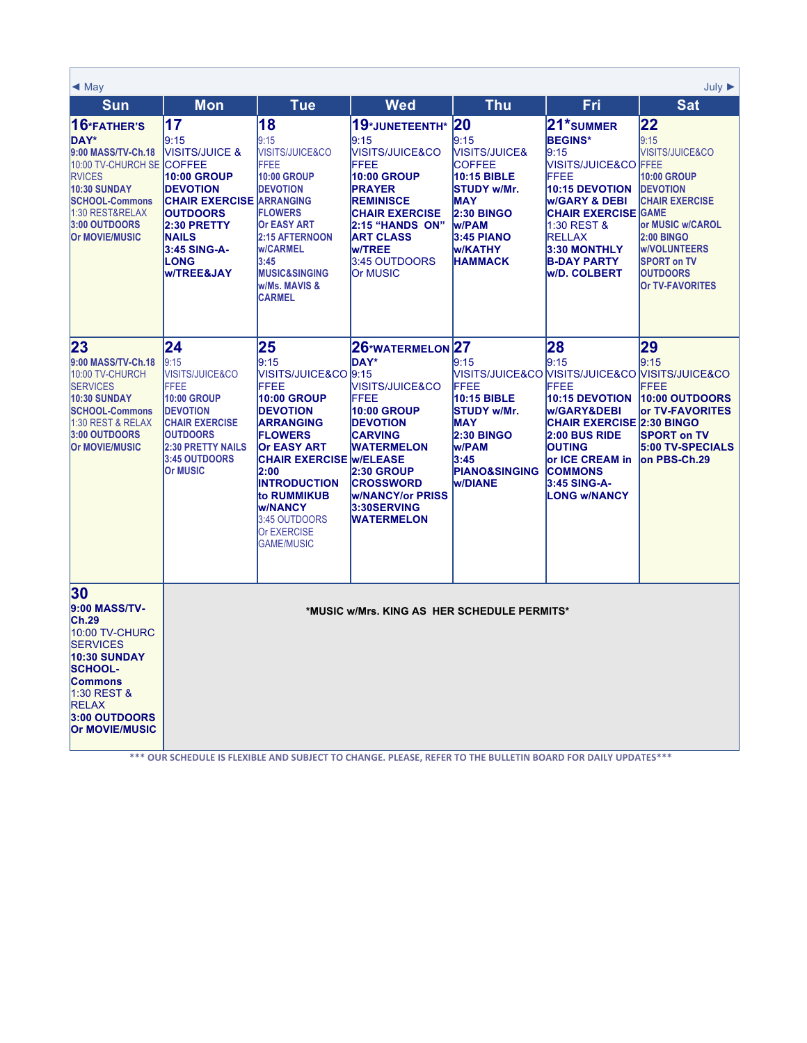◀ May | July ▶

| Sun | Mon | Tue | Wed | Thu | Fri | Sat |
|---|---|---|---|---|---|---|
| **16*FATHER'S DAY*** **9:00 MASS/TV-Ch.18** 10:00 TV-CHURCH SERVICES **10:30 SUNDAY SCHOOL-Commons** 1:30 REST&RELAX **3:00 OUTDOORS Or MOVIE/MUSIC** | **17** 9:15 VISITS/JUICE & COFFEE **10:00 GROUP DEVOTION CHAIR EXERCISE OUTDOORS 2:30 PRETTY NAILS 3:45 SING-A-LONG w/TREE&JAY** | **18** 9:15 VISITS/JUICE&COFFEE **10:00 GROUP DEVOTION ARRANGING FLOWERS Or EASY ART 2:15 AFTERNOON w/CARMEL** 3:45 **MUSIC&SINGING w/Ms. MAVIS & CARMEL** | **19*JUNETEENTH*** 9:15 VISITS/JUICE&COFFEE **10:00 GROUP PRAYER REMINISCE CHAIR EXERCISE 2:15 "HANDS ON" ART CLASS w/TREE** 3:45 OUTDOORS Or MUSIC | **20** 9:15 VISITS/JUICE& COFFEE **10:15 BIBLE STUDY w/Mr. MAY 2:30 BINGO w/PAM 3:45 PIANO w/KATHY HAMMACK** | **21*SUMMER BEGINS*** 9:15 VISITS/JUICE&COFFEE **10:15 DEVOTION w/GARY & DEBI CHAIR EXERCISE** 1:30 REST & RELLAX **3:30 MONTHLY B-DAY PARTY w/D. COLBERT** | **22** 9:15 VISITS/JUICE&COFFEE **10:00 GROUP DEVOTION CHAIR EXERCISE GAME or MUSIC w/CAROL 2:00 BINGO w/VOLUNTEERS** SPORT on TV **OUTDOORS Or TV-FAVORITES** |
| **23** **9:00 MASS/TV-Ch.18** 10:00 TV-CHURCH SERVICES **10:30 SUNDAY SCHOOL-Commons** 1:30 REST & RELAX **3:00 OUTDOORS Or MOVIE/MUSIC** | **24** 9:15 VISITS/JUICE&COFFEE **10:00 GROUP DEVOTION CHAIR EXERCISE OUTDOORS 2:30 PRETTY NAILS 3:45 OUTDOORS Or MUSIC** | **25** 9:15 VISITS/JUICE&COFFEE **10:00 GROUP DEVOTION ARRANGING FLOWERS Or EASY ART CHAIR EXERCISE 2:00 INTRODUCTION to RUMMIKUB w/NANCY** 3:45 OUTDOORS Or EXERCISE GAME/MUSIC | **26*WATERMELON DAY*** 9:15 VISITS/JUICE&COFFEE **10:00 GROUP DEVOTION CARVING WATERMELON w/ELEASE 2:30 GROUP CROSSWORD w/NANCY/or PRISS 3:30SERVING WATERMELON** | **27** 9:15 VISITS/JUICE&COFFEE **10:15 BIBLE STUDY w/Mr. MAY 2:30 BINGO w/PAM 3:45 PIANO&SINGING w/DIANE** | **28** 9:15 VISITS/JUICE&COFFEE **10:15 DEVOTION w/GARY&DEBI CHAIR EXERCISE 2:00 BUS RIDE OUTING or ICE CREAM in COMMONS 3:45 SING-A-LONG w/NANCY** | **29** 9:15 VISITS/JUICE&COFFEE **10:00 OUTDOORS or TV-FAVORITES 2:30 BINGO SPORT on TV 5:00 TV-SPECIALS on PBS-Ch.29** |
| **30** **9:00 MASS/TV-Ch.29** 10:00 TV-CHURC SERVICES **10:30 SUNDAY SCHOOL-Commons** 1:30 REST & RELAX **3:00 OUTDOORS Or MOVIE/MUSIC** | **\*MUSIC w/Mrs. KING AS HER SCHEDULE PERMITS\*** | | | | | |

**\*\*\* OUR SCHEDULE IS FLEXIBLE AND SUBJECT TO CHANGE. PLEASE, REFER TO THE BULLETIN BOARD FOR DAILY UPDATES\*\*\***